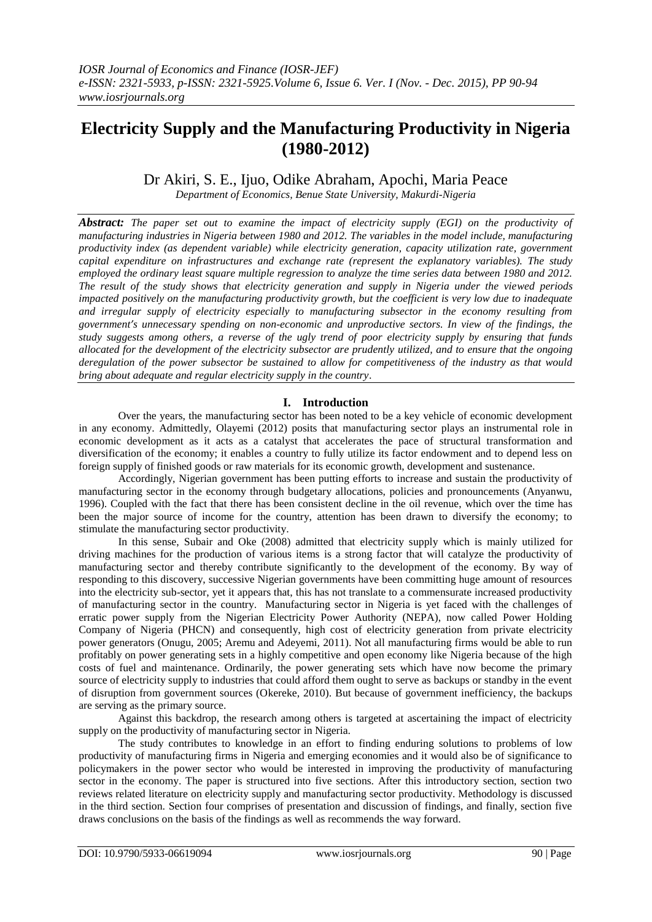# Electricity Supply and the Manufacturing Productivity in Nigeria (1980-2012)

Dr Akiri, S. E., Ijuo, Odike Abraham, Apochi, Maria Peace

*Department of Economics, Benue State University, Makurdi-Nigeria*

***Abstract:*** *The paper set out to examine the impact of electricity supply (EGI) on the productivity of manufacturing industries in Nigeria between 1980 and 2012. The variables in the model include, manufacturing productivity index (as dependent variable) while electricity generation, capacity utilization rate, government capital expenditure on infrastructures and exchange rate (represent the explanatory variables). The study employed the ordinary least square multiple regression to analyze the time series data between 1980 and 2012. The result of the study shows that electricity generation and supply in Nigeria under the viewed periods impacted positively on the manufacturing productivity growth, but the coefficient is very low due to inadequate and irregular supply of electricity especially to manufacturing subsector in the economy resulting from government′s unnecessary spending on non-economic and unproductive sectors. In view of the findings, the study suggests among others, a reverse of the ugly trend of poor electricity supply by ensuring that funds allocated for the development of the electricity subsector are prudently utilized, and to ensure that the ongoing deregulation of the power subsector be sustained to allow for competitiveness of the industry as that would bring about adequate and regular electricity supply in the country*.

## I. Introduction

Over the years, the manufacturing sector has been noted to be a key vehicle of economic development in any economy. Admittedly, Olayemi (2012) posits that manufacturing sector plays an instrumental role in economic development as it acts as a catalyst that accelerates the pace of structural transformation and diversification of the economy; it enables a country to fully utilize its factor endowment and to depend less on foreign supply of finished goods or raw materials for its economic growth, development and sustenance.

Accordingly, Nigerian government has been putting efforts to increase and sustain the productivity of manufacturing sector in the economy through budgetary allocations, policies and pronouncements (Anyanwu, 1996). Coupled with the fact that there has been consistent decline in the oil revenue, which over the time has been the major source of income for the country, attention has been drawn to diversify the economy; to stimulate the manufacturing sector productivity.

In this sense, Subair and Oke (2008) admitted that electricity supply which is mainly utilized for driving machines for the production of various items is a strong factor that will catalyze the productivity of manufacturing sector and thereby contribute significantly to the development of the economy. By way of responding to this discovery, successive Nigerian governments have been committing huge amount of resources into the electricity sub-sector, yet it appears that, this has not translate to a commensurate increased productivity of manufacturing sector in the country. Manufacturing sector in Nigeria is yet faced with the challenges of erratic power supply from the Nigerian Electricity Power Authority (NEPA), now called Power Holding Company of Nigeria (PHCN) and consequently, high cost of electricity generation from private electricity power generators (Onugu, 2005; Aremu and Adeyemi, 2011). Not all manufacturing firms would be able to run profitably on power generating sets in a highly competitive and open economy like Nigeria because of the high costs of fuel and maintenance. Ordinarily, the power generating sets which have now become the primary source of electricity supply to industries that could afford them ought to serve as backups or standby in the event of disruption from government sources (Okereke, 2010). But because of government inefficiency, the backups are serving as the primary source.

Against this backdrop, the research among others is targeted at ascertaining the impact of electricity supply on the productivity of manufacturing sector in Nigeria.

The study contributes to knowledge in an effort to finding enduring solutions to problems of low productivity of manufacturing firms in Nigeria and emerging economies and it would also be of significance to policymakers in the power sector who would be interested in improving the productivity of manufacturing sector in the economy. The paper is structured into five sections. After this introductory section, section two reviews related literature on electricity supply and manufacturing sector productivity. Methodology is discussed in the third section. Section four comprises of presentation and discussion of findings, and finally, section five draws conclusions on the basis of the findings as well as recommends the way forward.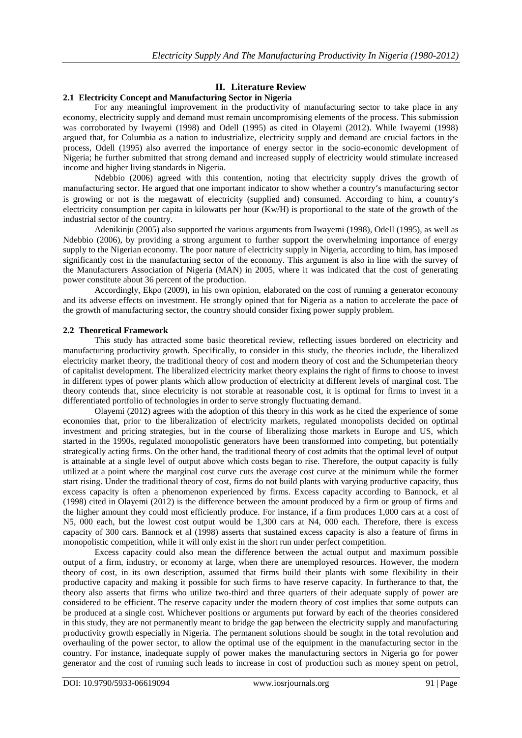## II. Literature Review

### 2.1 Electricity Concept and Manufacturing Sector in Nigeria

For any meaningful improvement in the productivity of manufacturing sector to take place in any economy, electricity supply and demand must remain uncompromising elements of the process. This submission was corroborated by Iwayemi (1998) and Odell (1995) as cited in Olayemi (2012). While Iwayemi (1998) argued that, for Columbia as a nation to industrialize, electricity supply and demand are crucial factors in the process, Odell (1995) also averred the importance of energy sector in the socio-economic development of Nigeria; he further submitted that strong demand and increased supply of electricity would stimulate increased income and higher living standards in Nigeria.

Ndebbio (2006) agreed with this contention, noting that electricity supply drives the growth of manufacturing sector. He argued that one important indicator to show whether a country's manufacturing sector is growing or not is the megawatt of electricity (supplied and) consumed. According to him, a country's electricity consumption per capita in kilowatts per hour (Kw/H) is proportional to the state of the growth of the industrial sector of the country.

Adenikinju (2005) also supported the various arguments from Iwayemi (1998), Odell (1995), as well as Ndebbio (2006), by providing a strong argument to further support the overwhelming importance of energy supply to the Nigerian economy. The poor nature of electricity supply in Nigeria, according to him, has imposed significantly cost in the manufacturing sector of the economy. This argument is also in line with the survey of the Manufacturers Association of Nigeria (MAN) in 2005, where it was indicated that the cost of generating power constitute about 36 percent of the production.

Accordingly, Ekpo (2009), in his own opinion, elaborated on the cost of running a generator economy and its adverse effects on investment. He strongly opined that for Nigeria as a nation to accelerate the pace of the growth of manufacturing sector, the country should consider fixing power supply problem.

### 2.2 Theoretical Framework

This study has attracted some basic theoretical review, reflecting issues bordered on electricity and manufacturing productivity growth. Specifically, to consider in this study, the theories include, the liberalized electricity market theory, the traditional theory of cost and modern theory of cost and the Schumpeterian theory of capitalist development. The liberalized electricity market theory explains the right of firms to choose to invest in different types of power plants which allow production of electricity at different levels of marginal cost. The theory contends that, since electricity is not storable at reasonable cost, it is optimal for firms to invest in a differentiated portfolio of technologies in order to serve strongly fluctuating demand.

Olayemi (2012) agrees with the adoption of this theory in this work as he cited the experience of some economies that, prior to the liberalization of electricity markets, regulated monopolists decided on optimal investment and pricing strategies, but in the course of liberalizing those markets in Europe and US, which started in the 1990s, regulated monopolistic generators have been transformed into competing, but potentially strategically acting firms. On the other hand, the traditional theory of cost admits that the optimal level of output is attainable at a single level of output above which costs began to rise. Therefore, the output capacity is fully utilized at a point where the marginal cost curve cuts the average cost curve at the minimum while the former start rising. Under the traditional theory of cost, firms do not build plants with varying productive capacity, thus excess capacity is often a phenomenon experienced by firms. Excess capacity according to Bannock, et al (1998) cited in Olayemi (2012) is the difference between the amount produced by a firm or group of firms and the higher amount they could most efficiently produce. For instance, if a firm produces 1,000 cars at a cost of N5, 000 each, but the lowest cost output would be 1,300 cars at N4, 000 each. Therefore, there is excess capacity of 300 cars. Bannock et al (1998) asserts that sustained excess capacity is also a feature of firms in monopolistic competition, while it will only exist in the short run under perfect competition.

Excess capacity could also mean the difference between the actual output and maximum possible output of a firm, industry, or economy at large, when there are unemployed resources. However, the modern theory of cost, in its own description, assumed that firms build their plants with some flexibility in their productive capacity and making it possible for such firms to have reserve capacity. In furtherance to that, the theory also asserts that firms who utilize two-third and three quarters of their adequate supply of power are considered to be efficient. The reserve capacity under the modern theory of cost implies that some outputs can be produced at a single cost. Whichever positions or arguments put forward by each of the theories considered in this study, they are not permanently meant to bridge the gap between the electricity supply and manufacturing productivity growth especially in Nigeria. The permanent solutions should be sought in the total revolution and overhauling of the power sector, to allow the optimal use of the equipment in the manufacturing sector in the country. For instance, inadequate supply of power makes the manufacturing sectors in Nigeria go for power generator and the cost of running such leads to increase in cost of production such as money spent on petrol,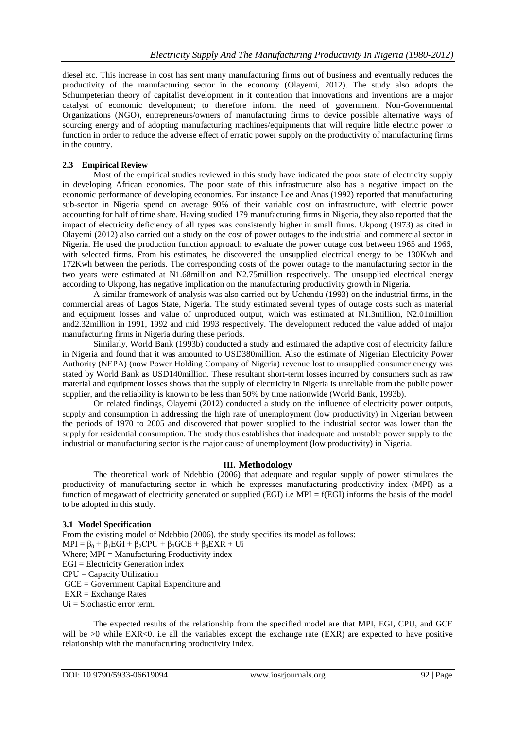diesel etc. This increase in cost has sent many manufacturing firms out of business and eventually reduces the productivity of the manufacturing sector in the economy (Olayemi, 2012). The study also adopts the Schumpeterian theory of capitalist development in it contention that innovations and inventions are a major catalyst of economic development; to therefore inform the need of government, Non-Governmental Organizations (NGO), entrepreneurs/owners of manufacturing firms to device possible alternative ways of sourcing energy and of adopting manufacturing machines/equipments that will require little electric power to function in order to reduce the adverse effect of erratic power supply on the productivity of manufacturing firms in the country.

### 2.3 Empirical Review

Most of the empirical studies reviewed in this study have indicated the poor state of electricity supply in developing African economies. The poor state of this infrastructure also has a negative impact on the economic performance of developing economies. For instance Lee and Anas (1992) reported that manufacturing sub-sector in Nigeria spend on average 90% of their variable cost on infrastructure, with electric power accounting for half of time share. Having studied 179 manufacturing firms in Nigeria, they also reported that the impact of electricity deficiency of all types was consistently higher in small firms. Ukpong (1973) as cited in Olayemi (2012) also carried out a study on the cost of power outages to the industrial and commercial sector in Nigeria. He used the production function approach to evaluate the power outage cost between 1965 and 1966, with selected firms. From his estimates, he discovered the unsupplied electrical energy to be 130Kwh and 172Kwh between the periods. The corresponding costs of the power outage to the manufacturing sector in the two years were estimated at N1.68million and N2.75million respectively. The unsupplied electrical energy according to Ukpong, has negative implication on the manufacturing productivity growth in Nigeria.

A similar framework of analysis was also carried out by Uchendu (1993) on the industrial firms, in the commercial areas of Lagos State, Nigeria. The study estimated several types of outage costs such as material and equipment losses and value of unproduced output, which was estimated at N1.3million, N2.01million and2.32million in 1991, 1992 and mid 1993 respectively. The development reduced the value added of major manufacturing firms in Nigeria during these periods.

Similarly, World Bank (1993b) conducted a study and estimated the adaptive cost of electricity failure in Nigeria and found that it was amounted to USD380million. Also the estimate of Nigerian Electricity Power Authority (NEPA) (now Power Holding Company of Nigeria) revenue lost to unsupplied consumer energy was stated by World Bank as USD140million. These resultant short-term losses incurred by consumers such as raw material and equipment losses shows that the supply of electricity in Nigeria is unreliable from the public power supplier, and the reliability is known to be less than 50% by time nationwide (World Bank, 1993b).

On related findings, Olayemi (2012) conducted a study on the influence of electricity power outputs, supply and consumption in addressing the high rate of unemployment (low productivity) in Nigerian between the periods of 1970 to 2005 and discovered that power supplied to the industrial sector was lower than the supply for residential consumption. The study thus establishes that inadequate and unstable power supply to the industrial or manufacturing sector is the major cause of unemployment (low productivity) in Nigeria.

## III. Methodology

The theoretical work of Ndebbio (2006) that adequate and regular supply of power stimulates the productivity of manufacturing sector in which he expresses manufacturing productivity index (MPI) as a function of megawatt of electricity generated or supplied (EGI) i.e MPI = f(EGI) informs the basis of the model to be adopted in this study.

### 3.1 Model Specification

From the existing model of Ndebbio (2006), the study specifies its model as follows:

$$MPI = \beta_0 + \beta_1 EGI + \beta_2 CPU + \beta_3 GCE + \beta_4 EXR + Ui$$

Where; MPI = Manufacturing Productivity index
EGI = Electricity Generation index
CPU = Capacity Utilization
GCE = Government Capital Expenditure and
EXR = Exchange Rates
Ui = Stochastic error term.

The expected results of the relationship from the specified model are that MPI, EGI, CPU, and GCE will be $>0$ while $EXR<0$. i.e all the variables except the exchange rate (EXR) are expected to have positive relationship with the manufacturing productivity index.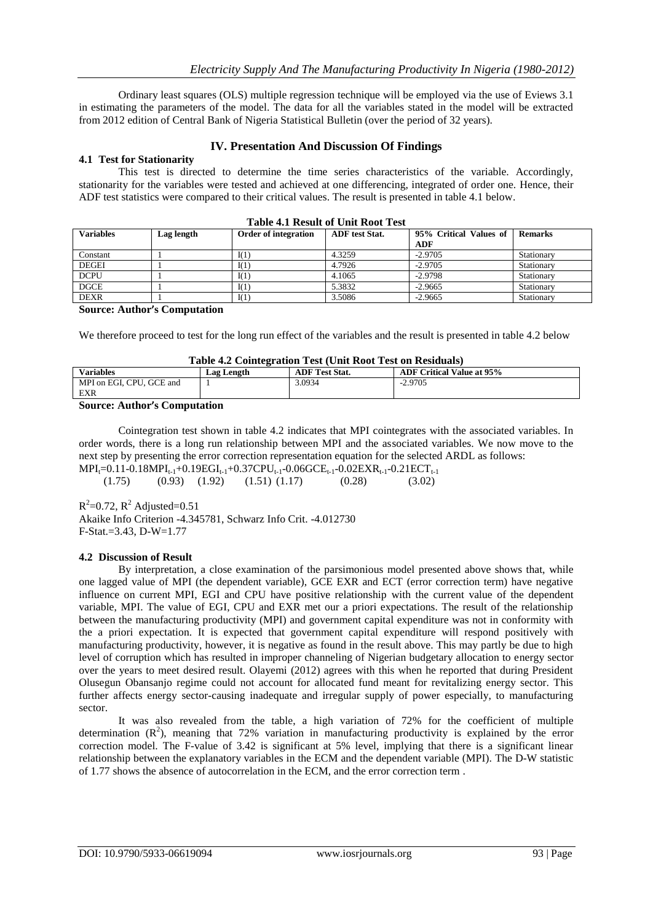Ordinary least squares (OLS) multiple regression technique will be employed via the use of Eviews 3.1 in estimating the parameters of the model. The data for all the variables stated in the model will be extracted from 2012 edition of Central Bank of Nigeria Statistical Bulletin (over the period of 32 years).

## IV. Presentation And Discussion Of Findings

### 4.1 Test for Stationarity

This test is directed to determine the time series characteristics of the variable. Accordingly, stationarity for the variables were tested and achieved at one differencing, integrated of order one. Hence, their ADF test statistics were compared to their critical values. The result is presented in table 4.1 below.

**Table 4.1 Result of Unit Root Test**

| Variables | Lag length | Order of integration | ADF test Stat. | 95% Critical Values of ADF | Remarks |
|---|---|---|---|---|---|
| Constant | 1 | I(1) | 4.3259 | -2.9705 | Stationary |
| DEGEI | 1 | I(1) | 4.7926 | -2.9705 | Stationary |
| DCPU | 1 | I(1) | 4.1065 | -2.9798 | Stationary |
| DGCE | 1 | I(1) | 5.3832 | -2.9665 | Stationary |
| DEXR | 1 | I(1) | 3.5086 | -2.9665 | Stationary |

**Source: Author's Computation**

We therefore proceed to test for the long run effect of the variables and the result is presented in table 4.2 below

**Table 4.2 Cointegration Test (Unit Root Test on Residuals)**

| Variables | Lag Length | ADF Test Stat. | ADF Critical Value at 95% |
|---|---|---|---|
| MPI on EGI, CPU, GCE and EXR | 1 | 3.0934 | -2.9705 |

**Source: Author's Computation**

Cointegration test shown in table 4.2 indicates that MPI cointegrates with the associated variables. In order words, there is a long run relationship between MPI and the associated variables. We now move to the next step by presenting the error correction representation equation for the selected ARDL as follows:

$$MPI_t = 0.11 - 0.18MPI_{t-1} + 0.19EGI_{t-1} + 0.37CPU_{t-1} - 0.06GCE_{t-1} - 0.02EXR_{t-1} - 0.21ECT_{t-1}$$

(1.75) (0.93) (1.92) (1.51) (1.17) (0.28) (3.02)

$R^2$=0.72, $R^2$ Adjusted=0.51
Akaike Info Criterion -4.345781, Schwarz Info Crit. -4.012730
F-Stat.=3.43, D-W=1.77

### 4.2 Discussion of Result

By interpretation, a close examination of the parsimonious model presented above shows that, while one lagged value of MPI (the dependent variable), GCE EXR and ECT (error correction term) have negative influence on current MPI, EGI and CPU have positive relationship with the current value of the dependent variable, MPI. The value of EGI, CPU and EXR met our a priori expectations. The result of the relationship between the manufacturing productivity (MPI) and government capital expenditure was not in conformity with the a priori expectation. It is expected that government capital expenditure will respond positively with manufacturing productivity, however, it is negative as found in the result above. This may partly be due to high level of corruption which has resulted in improper channeling of Nigerian budgetary allocation to energy sector over the years to meet desired result. Olayemi (2012) agrees with this when he reported that during President Olusegun Obansanjo regime could not account for allocated fund meant for revitalizing energy sector. This further affects energy sector-causing inadequate and irregular supply of power especially, to manufacturing sector.

It was also revealed from the table, a high variation of 72% for the coefficient of multiple determination ($R^2$), meaning that 72% variation in manufacturing productivity is explained by the error correction model. The F-value of 3.42 is significant at 5% level, implying that there is a significant linear relationship between the explanatory variables in the ECM and the dependent variable (MPI). The D-W statistic of 1.77 shows the absence of autocorrelation in the ECM, and the error correction term .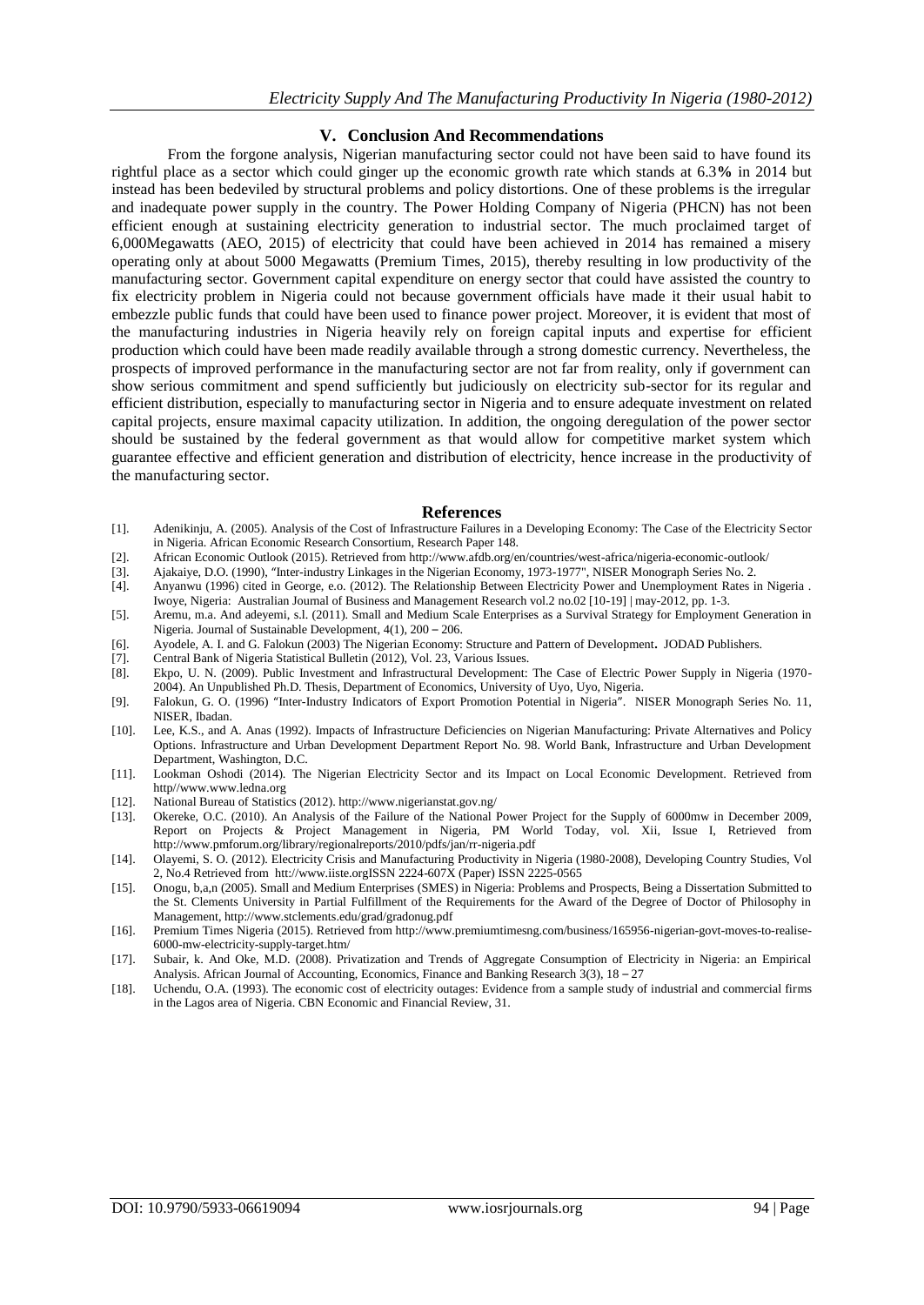## V. Conclusion And Recommendations

From the forgone analysis, Nigerian manufacturing sector could not have been said to have found its rightful place as a sector which could ginger up the economic growth rate which stands at 6.3% in 2014 but instead has been bedeviled by structural problems and policy distortions. One of these problems is the irregular and inadequate power supply in the country. The Power Holding Company of Nigeria (PHCN) has not been efficient enough at sustaining electricity generation to industrial sector. The much proclaimed target of 6,000Megawatts (AEO, 2015) of electricity that could have been achieved in 2014 has remained a misery operating only at about 5000 Megawatts (Premium Times, 2015), thereby resulting in low productivity of the manufacturing sector. Government capital expenditure on energy sector that could have assisted the country to fix electricity problem in Nigeria could not because government officials have made it their usual habit to embezzle public funds that could have been used to finance power project. Moreover, it is evident that most of the manufacturing industries in Nigeria heavily rely on foreign capital inputs and expertise for efficient production which could have been made readily available through a strong domestic currency. Nevertheless, the prospects of improved performance in the manufacturing sector are not far from reality, only if government can show serious commitment and spend sufficiently but judiciously on electricity sub-sector for its regular and efficient distribution, especially to manufacturing sector in Nigeria and to ensure adequate investment on related capital projects, ensure maximal capacity utilization. In addition, the ongoing deregulation of the power sector should be sustained by the federal government as that would allow for competitive market system which guarantee effective and efficient generation and distribution of electricity, hence increase in the productivity of the manufacturing sector.

## References

[1]. Adenikinju, A. (2005). Analysis of the Cost of Infrastructure Failures in a Developing Economy: The Case of the Electricity Sector in Nigeria. African Economic Research Consortium, Research Paper 148.

[2]. African Economic Outlook (2015). Retrieved from http://www.afdb.org/en/countries/west-africa/nigeria-economic-outlook/

[3]. Ajakaiye, D.O. (1990), "Inter-industry Linkages in the Nigerian Economy, 1973-1977", NISER Monograph Series No. 2.

[4]. Anyanwu (1996) cited in George, e.o. (2012). The Relationship Between Electricity Power and Unemployment Rates in Nigeria . Iwoye, Nigeria: Australian Journal of Business and Management Research vol.2 no.02 [10-19] | may-2012, pp. 1-3.

[5]. Aremu, m.a. And adeyemi, s.l. (2011). Small and Medium Scale Enterprises as a Survival Strategy for Employment Generation in Nigeria. Journal of Sustainable Development, 4(1), 200 – 206.

[6]. Ayodele, A. I. and G. Falokun (2003) The Nigerian Economy: Structure and Pattern of Development. JODAD Publishers.

[7]. Central Bank of Nigeria Statistical Bulletin (2012), Vol. 23, Various Issues.

[8]. Ekpo, U. N. (2009). Public Investment and Infrastructural Development: The Case of Electric Power Supply in Nigeria (1970-2004). An Unpublished Ph.D. Thesis, Department of Economics, University of Uyo, Uyo, Nigeria.

[9]. Falokun, G. O. (1996) "Inter-Industry Indicators of Export Promotion Potential in Nigeria". NISER Monograph Series No. 11, NISER, Ibadan.

[10]. Lee, K.S., and A. Anas (1992). Impacts of Infrastructure Deficiencies on Nigerian Manufacturing: Private Alternatives and Policy Options. Infrastructure and Urban Development Department Report No. 98. World Bank, Infrastructure and Urban Development Department, Washington, D.C.

[11]. Lookman Oshodi (2014). The Nigerian Electricity Sector and its Impact on Local Economic Development. Retrieved from http//www.www.ledna.org

[12]. National Bureau of Statistics (2012). http://www.nigerianstat.gov.ng/

[13]. Okereke, O.C. (2010). An Analysis of the Failure of the National Power Project for the Supply of 6000mw in December 2009, Report on Projects & Project Management in Nigeria, PM World Today, vol. Xii, Issue I, Retrieved from http://www.pmforum.org/library/regionalreports/2010/pdfs/jan/rr-nigeria.pdf

[14]. Olayemi, S. O. (2012). Electricity Crisis and Manufacturing Productivity in Nigeria (1980-2008), Developing Country Studies, Vol 2, No.4 Retrieved from htt://www.iiste.orgISSN 2224-607X (Paper) ISSN 2225-0565

[15]. Onogu, b,a,n (2005). Small and Medium Enterprises (SMES) in Nigeria: Problems and Prospects, Being a Dissertation Submitted to the St. Clements University in Partial Fulfillment of the Requirements for the Award of the Degree of Doctor of Philosophy in Management, http://www.stclements.edu/grad/gradonug.pdf

[16]. Premium Times Nigeria (2015). Retrieved from http://www.premiumtimesng.com/business/165956-nigerian-govt-moves-to-realise-6000-mw-electricity-supply-target.htm/

[17]. Subair, k. And Oke, M.D. (2008). Privatization and Trends of Aggregate Consumption of Electricity in Nigeria: an Empirical Analysis. African Journal of Accounting, Economics, Finance and Banking Research 3(3), 18 – 27

[18]. Uchendu, O.A. (1993). The economic cost of electricity outages: Evidence from a sample study of industrial and commercial firms in the Lagos area of Nigeria. CBN Economic and Financial Review, 31.